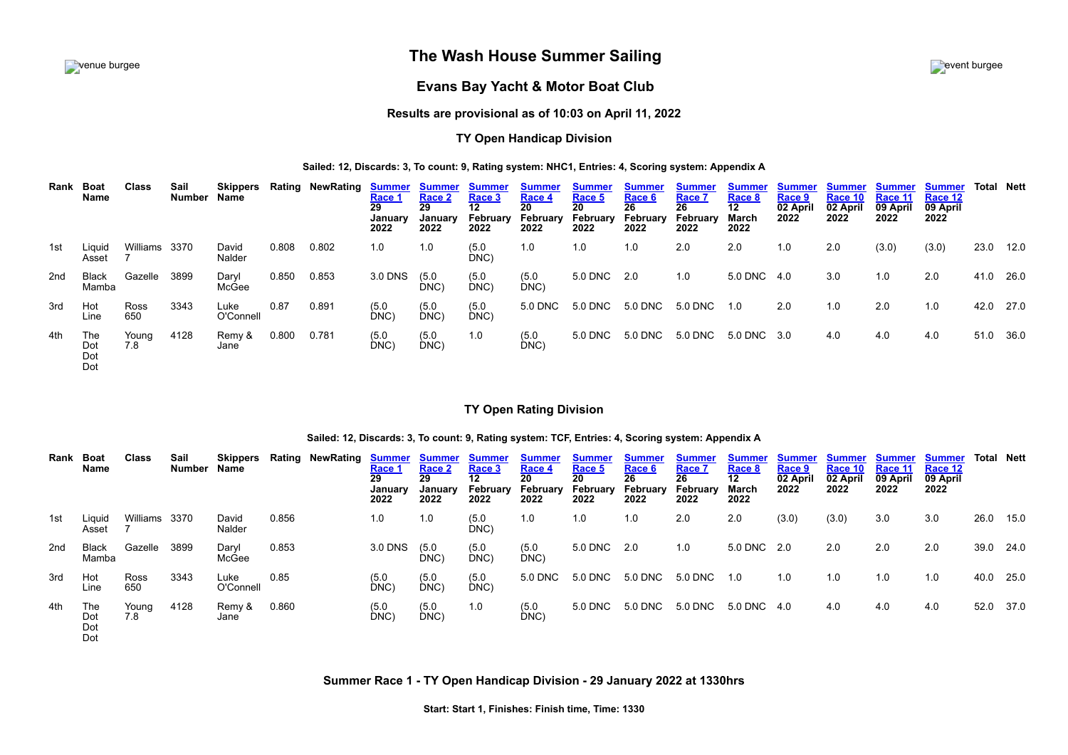venue burgee

# The Wash House Summer Sailing

event burgee

## Evans Bay Yacht & Motor Boat Club

### Results are provisional as of 10:03 on April 11, 2022

### TY Open Handicap Division

**Sailed: 12, Discards: 3, To count: 9, Rating system: NHC1, Entries: 4, Scoring system: Appendix A**

| Rank | Boat Name | Class | Sail Number | Skippers Name | Rating | NewRating | Summer Race 1 29 January 2022 | Summer Race 2 29 January 2022 | Summer Race 3 12 February 2022 | Summer Race 4 20 February 2022 | Summer Race 5 20 February 2022 | Summer Race 6 26 February 2022 | Summer Race 7 26 February 2022 | Summer Race 8 12 March 2022 | Summer Race 9 02 April 2022 | Summer Race 10 02 April 2022 | Summer Race 11 09 April 2022 | Summer Race 12 09 April 2022 | Total | Nett |
|---|---|---|---|---|---|---|---|---|---|---|---|---|---|---|---|---|---|---|---|---|
| 1st | Liquid Asset | Williams 7 | 3370 | David Nalder | 0.808 | 0.802 | 1.0 | 1.0 | (5.0 DNC) | 1.0 | 1.0 | 1.0 | 2.0 | 2.0 | 1.0 | 2.0 | (3.0) | (3.0) | 23.0 | 12.0 |
| 2nd | Black Mamba | Gazelle | 3899 | Daryl McGee | 0.850 | 0.853 | 3.0 DNS | (5.0 DNC) | (5.0 DNC) | (5.0 DNC) | 5.0 DNC | 2.0 | 1.0 | 5.0 DNC | 4.0 | 3.0 | 1.0 | 2.0 | 41.0 | 26.0 |
| 3rd | Hot Line | Ross 650 | 3343 | Luke O'Connell | 0.87 | 0.891 | (5.0 DNC) | (5.0 DNC) | (5.0 DNC) | 5.0 DNC | 5.0 DNC | 5.0 DNC | 5.0 DNC | 1.0 | 2.0 | 1.0 | 2.0 | 1.0 | 42.0 | 27.0 |
| 4th | The Dot Dot Dot | Young 7.8 | 4128 | Remy & Jane | 0.800 | 0.781 | (5.0 DNC) | (5.0 DNC) | 1.0 | (5.0 DNC) | 5.0 DNC | 5.0 DNC | 5.0 DNC | 5.0 DNC | 3.0 | 4.0 | 4.0 | 4.0 | 51.0 | 36.0 |

### TY Open Rating Division

**Sailed: 12, Discards: 3, To count: 9, Rating system: TCF, Entries: 4, Scoring system: Appendix A**

| Rank | Boat Name | Class | Sail Number | Skippers Name | Rating | NewRating | Summer Race 1 29 January 2022 | Summer Race 2 29 January 2022 | Summer Race 3 12 February 2022 | Summer Race 4 20 February 2022 | Summer Race 5 20 February 2022 | Summer Race 6 26 February 2022 | Summer Race 7 26 February 2022 | Summer Race 8 12 March 2022 | Summer Race 9 02 April 2022 | Summer Race 10 02 April 2022 | Summer Race 11 09 April 2022 | Summer Race 12 09 April 2022 | Total | Nett |
|---|---|---|---|---|---|---|---|---|---|---|---|---|---|---|---|---|---|---|---|---|
| 1st | Liquid Asset | Williams 7 | 3370 | David Nalder | 0.856 | | 1.0 | 1.0 | (5.0 DNC) | 1.0 | 1.0 | 1.0 | 2.0 | 2.0 | (3.0) | (3.0) | 3.0 | 3.0 | 26.0 | 15.0 |
| 2nd | Black Mamba | Gazelle | 3899 | Daryl McGee | 0.853 | | 3.0 DNS | (5.0 DNC) | (5.0 DNC) | (5.0 DNC) | 5.0 DNC | 2.0 | 1.0 | 5.0 DNC | 2.0 | 2.0 | 2.0 | 2.0 | 39.0 | 24.0 |
| 3rd | Hot Line | Ross 650 | 3343 | Luke O'Connell | 0.85 | | (5.0 DNC) | (5.0 DNC) | (5.0 DNC) | 5.0 DNC | 5.0 DNC | 5.0 DNC | 5.0 DNC | 1.0 | 1.0 | 1.0 | 1.0 | 1.0 | 40.0 | 25.0 |
| 4th | The Dot Dot Dot | Young 7.8 | 4128 | Remy & Jane | 0.860 | | (5.0 DNC) | (5.0 DNC) | 1.0 | (5.0 DNC) | 5.0 DNC | 5.0 DNC | 5.0 DNC | 5.0 DNC | 4.0 | 4.0 | 4.0 | 4.0 | 52.0 | 37.0 |

### Summer Race 1 - TY Open Handicap Division - 29 January 2022 at 1330hrs

**Start: Start 1, Finishes: Finish time, Time: 1330**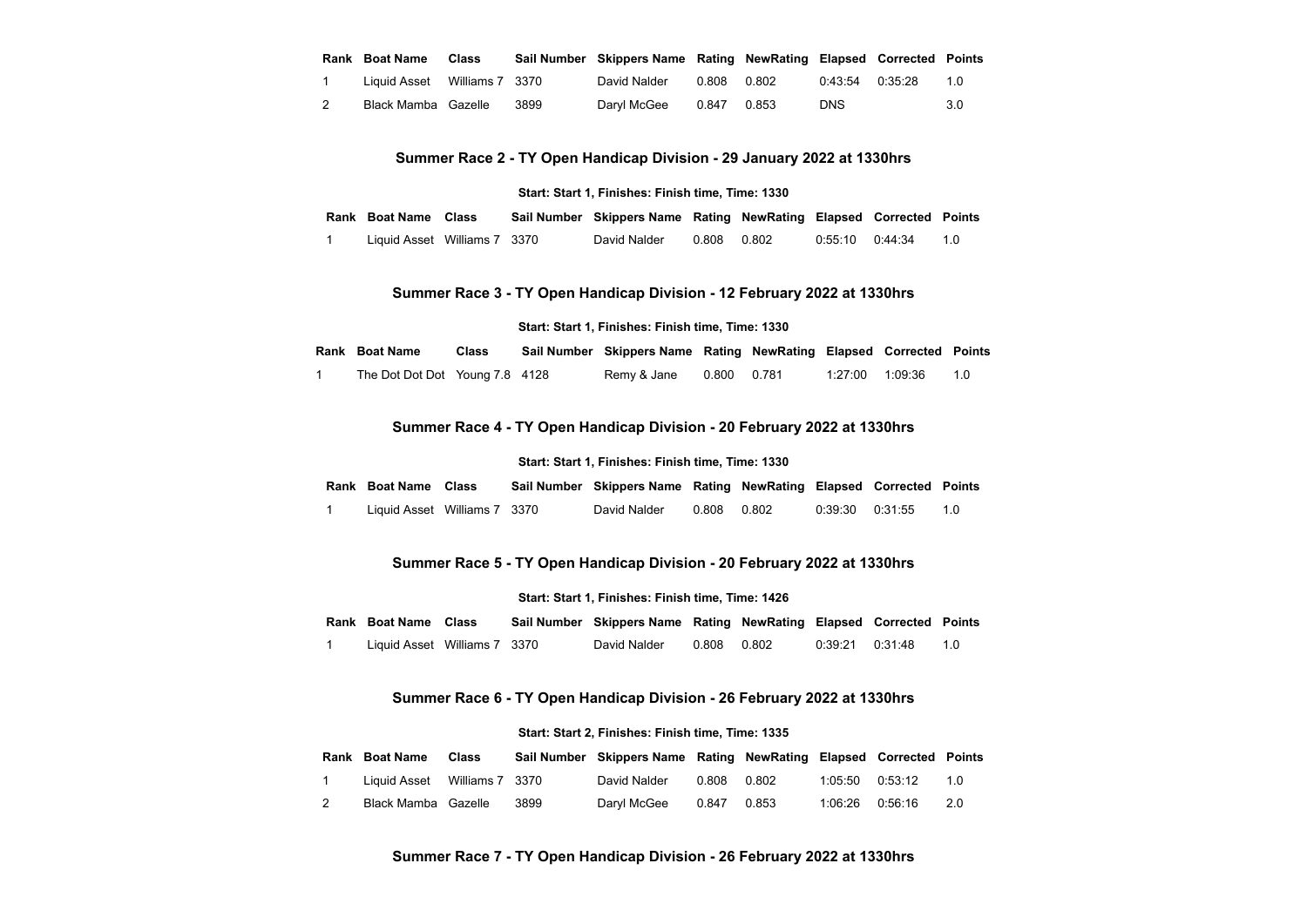| Rank | Boat Name | Class | Sail Number | Skippers Name | Rating | NewRating | Elapsed | Corrected | Points |
|---|---|---|---|---|---|---|---|---|---|
| 1 | Liquid Asset | Williams 7 | 3370 | David Nalder | 0.808 | 0.802 | 0:43:54 | 0:35:28 | 1.0 |
| 2 | Black Mamba | Gazelle | 3899 | Daryl McGee | 0.847 | 0.853 | DNS | | 3.0 |

### Summer Race 2 - TY Open Handicap Division - 29 January 2022 at 1330hrs

**Start: Start 1, Finishes: Finish time, Time: 1330**

| Rank | Boat Name | Class | Sail Number | Skippers Name | Rating | NewRating | Elapsed | Corrected | Points |
|---|---|---|---|---|---|---|---|---|---|
| 1 | Liquid Asset | Williams 7 | 3370 | David Nalder | 0.808 | 0.802 | 0:55:10 | 0:44:34 | 1.0 |

### Summer Race 3 - TY Open Handicap Division - 12 February 2022 at 1330hrs

**Start: Start 1, Finishes: Finish time, Time: 1330**

| Rank | Boat Name | Class | Sail Number | Skippers Name | Rating | NewRating | Elapsed | Corrected | Points |
|---|---|---|---|---|---|---|---|---|---|
| 1 | The Dot Dot Dot | Young 7.8 | 4128 | Remy & Jane | 0.800 | 0.781 | 1:27:00 | 1:09:36 | 1.0 |

### Summer Race 4 - TY Open Handicap Division - 20 February 2022 at 1330hrs

**Start: Start 1, Finishes: Finish time, Time: 1330**

| Rank | Boat Name | Class | Sail Number | Skippers Name | Rating | NewRating | Elapsed | Corrected | Points |
|---|---|---|---|---|---|---|---|---|---|
| 1 | Liquid Asset | Williams 7 | 3370 | David Nalder | 0.808 | 0.802 | 0:39:30 | 0:31:55 | 1.0 |

### Summer Race 5 - TY Open Handicap Division - 20 February 2022 at 1330hrs

**Start: Start 1, Finishes: Finish time, Time: 1426**

| Rank | Boat Name | Class | Sail Number | Skippers Name | Rating | NewRating | Elapsed | Corrected | Points |
|---|---|---|---|---|---|---|---|---|---|
| 1 | Liquid Asset | Williams 7 | 3370 | David Nalder | 0.808 | 0.802 | 0:39:21 | 0:31:48 | 1.0 |

### Summer Race 6 - TY Open Handicap Division - 26 February 2022 at 1330hrs

**Start: Start 2, Finishes: Finish time, Time: 1335**

| Rank | Boat Name | Class | Sail Number | Skippers Name | Rating | NewRating | Elapsed | Corrected | Points |
|---|---|---|---|---|---|---|---|---|---|
| 1 | Liquid Asset | Williams 7 | 3370 | David Nalder | 0.808 | 0.802 | 1:05:50 | 0:53:12 | 1.0 |
| 2 | Black Mamba | Gazelle | 3899 | Daryl McGee | 0.847 | 0.853 | 1:06:26 | 0:56:16 | 2.0 |

### Summer Race 7 - TY Open Handicap Division - 26 February 2022 at 1330hrs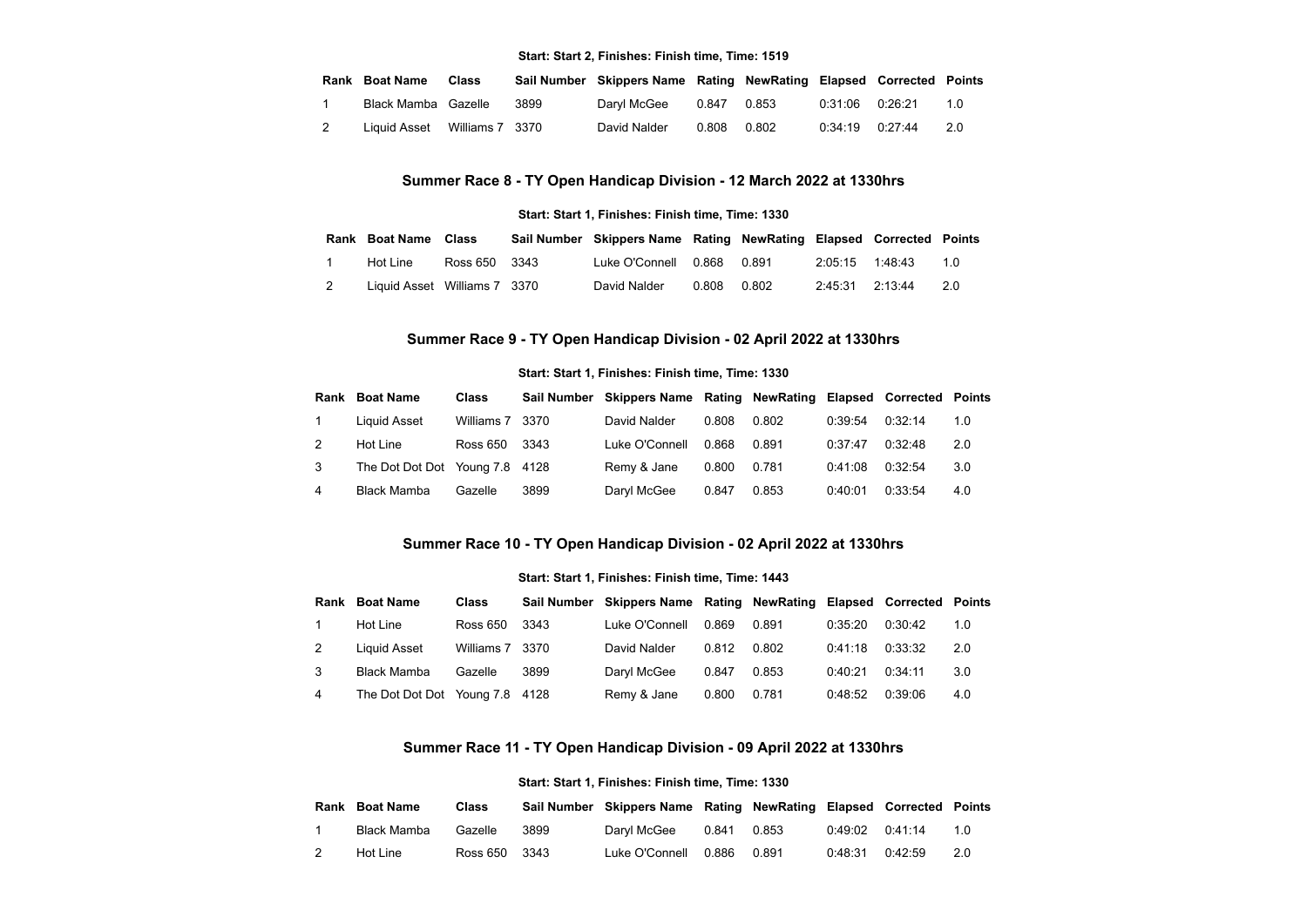**Start: Start 2, Finishes: Finish time, Time: 1519**

| Rank | Boat Name | Class | Sail Number | Skippers Name | Rating | NewRating | Elapsed | Corrected | Points |
|---|---|---|---|---|---|---|---|---|---|
| 1 | Black Mamba | Gazelle | 3899 | Daryl McGee | 0.847 | 0.853 | 0:31:06 | 0:26:21 | 1.0 |
| 2 | Liquid Asset | Williams 7 | 3370 | David Nalder | 0.808 | 0.802 | 0:34:19 | 0:27:44 | 2.0 |

### Summer Race 8 - TY Open Handicap Division - 12 March 2022 at 1330hrs

**Start: Start 1, Finishes: Finish time, Time: 1330**

| Rank | Boat Name | Class | Sail Number | Skippers Name | Rating | NewRating | Elapsed | Corrected | Points |
|---|---|---|---|---|---|---|---|---|---|
| 1 | Hot Line | Ross 650 | 3343 | Luke O'Connell | 0.868 | 0.891 | 2:05:15 | 1:48:43 | 1.0 |
| 2 | Liquid Asset | Williams 7 | 3370 | David Nalder | 0.808 | 0.802 | 2:45:31 | 2:13:44 | 2.0 |

### Summer Race 9 - TY Open Handicap Division - 02 April 2022 at 1330hrs

**Start: Start 1, Finishes: Finish time, Time: 1330**

| Rank | Boat Name | Class | Sail Number | Skippers Name | Rating | NewRating | Elapsed | Corrected | Points |
|---|---|---|---|---|---|---|---|---|---|
| 1 | Liquid Asset | Williams 7 | 3370 | David Nalder | 0.808 | 0.802 | 0:39:54 | 0:32:14 | 1.0 |
| 2 | Hot Line | Ross 650 | 3343 | Luke O'Connell | 0.868 | 0.891 | 0:37:47 | 0:32:48 | 2.0 |
| 3 | The Dot Dot Dot | Young 7.8 | 4128 | Remy & Jane | 0.800 | 0.781 | 0:41:08 | 0:32:54 | 3.0 |
| 4 | Black Mamba | Gazelle | 3899 | Daryl McGee | 0.847 | 0.853 | 0:40:01 | 0:33:54 | 4.0 |

### Summer Race 10 - TY Open Handicap Division - 02 April 2022 at 1330hrs

**Start: Start 1, Finishes: Finish time, Time: 1443**

| Rank | Boat Name | Class | Sail Number | Skippers Name | Rating | NewRating | Elapsed | Corrected | Points |
|---|---|---|---|---|---|---|---|---|---|
| 1 | Hot Line | Ross 650 | 3343 | Luke O'Connell | 0.869 | 0.891 | 0:35:20 | 0:30:42 | 1.0 |
| 2 | Liquid Asset | Williams 7 | 3370 | David Nalder | 0.812 | 0.802 | 0:41:18 | 0:33:32 | 2.0 |
| 3 | Black Mamba | Gazelle | 3899 | Daryl McGee | 0.847 | 0.853 | 0:40:21 | 0:34:11 | 3.0 |
| 4 | The Dot Dot Dot | Young 7.8 | 4128 | Remy & Jane | 0.800 | 0.781 | 0:48:52 | 0:39:06 | 4.0 |

### Summer Race 11 - TY Open Handicap Division - 09 April 2022 at 1330hrs

**Start: Start 1, Finishes: Finish time, Time: 1330**

| Rank | Boat Name | Class | Sail Number | Skippers Name | Rating | NewRating | Elapsed | Corrected | Points |
|---|---|---|---|---|---|---|---|---|---|
| 1 | Black Mamba | Gazelle | 3899 | Daryl McGee | 0.841 | 0.853 | 0:49:02 | 0:41:14 | 1.0 |
| 2 | Hot Line | Ross 650 | 3343 | Luke O'Connell | 0.886 | 0.891 | 0:48:31 | 0:42:59 | 2.0 |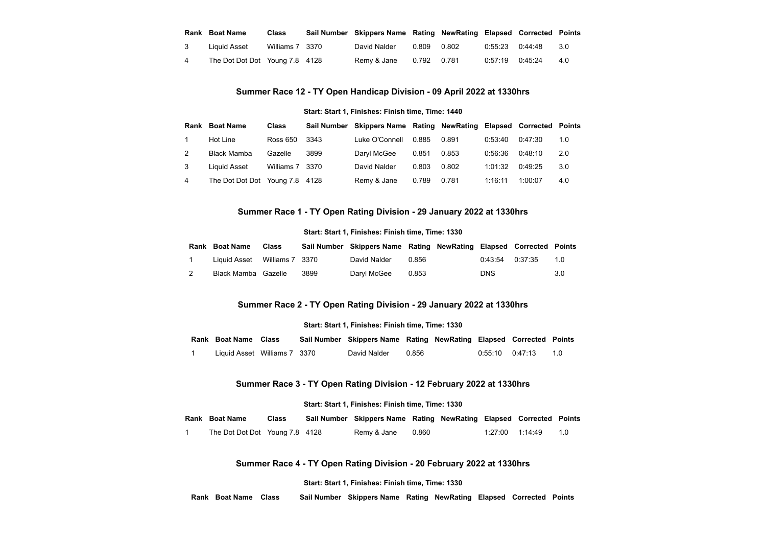| Rank | Boat Name | Class | Sail Number | Skippers Name | Rating | NewRating | Elapsed | Corrected | Points |
|---|---|---|---|---|---|---|---|---|---|
| 3 | Liquid Asset | Williams 7 | 3370 | David Nalder | 0.809 | 0.802 | 0:55:23 | 0:44:48 | 3.0 |
| 4 | The Dot Dot Dot | Young 7.8 | 4128 | Remy & Jane | 0.792 | 0.781 | 0:57:19 | 0:45:24 | 4.0 |

### Summer Race 12 - TY Open Handicap Division - 09 April 2022 at 1330hrs

**Start: Start 1, Finishes: Finish time, Time: 1440**

| Rank | Boat Name | Class | Sail Number | Skippers Name | Rating | NewRating | Elapsed | Corrected | Points |
|---|---|---|---|---|---|---|---|---|---|
| 1 | Hot Line | Ross 650 | 3343 | Luke O'Connell | 0.885 | 0.891 | 0:53:40 | 0:47:30 | 1.0 |
| 2 | Black Mamba | Gazelle | 3899 | Daryl McGee | 0.851 | 0.853 | 0:56:36 | 0:48:10 | 2.0 |
| 3 | Liquid Asset | Williams 7 | 3370 | David Nalder | 0.803 | 0.802 | 1:01:32 | 0:49:25 | 3.0 |
| 4 | The Dot Dot Dot | Young 7.8 | 4128 | Remy & Jane | 0.789 | 0.781 | 1:16:11 | 1:00:07 | 4.0 |

### Summer Race 1 - TY Open Rating Division - 29 January 2022 at 1330hrs

**Start: Start 1, Finishes: Finish time, Time: 1330**

| Rank | Boat Name | Class | Sail Number | Skippers Name | Rating | NewRating | Elapsed | Corrected | Points |
|---|---|---|---|---|---|---|---|---|---|
| 1 | Liquid Asset | Williams 7 | 3370 | David Nalder | 0.856 | | 0:43:54 | 0:37:35 | 1.0 |
| 2 | Black Mamba | Gazelle | 3899 | Daryl McGee | 0.853 | | DNS | | 3.0 |

### Summer Race 2 - TY Open Rating Division - 29 January 2022 at 1330hrs

**Start: Start 1, Finishes: Finish time, Time: 1330**

| Rank | Boat Name | Class | Sail Number | Skippers Name | Rating | NewRating | Elapsed | Corrected | Points |
|---|---|---|---|---|---|---|---|---|---|
| 1 | Liquid Asset | Williams 7 | 3370 | David Nalder | 0.856 | | 0:55:10 | 0:47:13 | 1.0 |

### Summer Race 3 - TY Open Rating Division - 12 February 2022 at 1330hrs

**Start: Start 1, Finishes: Finish time, Time: 1330**

| Rank | Boat Name | Class | Sail Number | Skippers Name | Rating | NewRating | Elapsed | Corrected | Points |
|---|---|---|---|---|---|---|---|---|---|
| 1 | The Dot Dot Dot | Young 7.8 | 4128 | Remy & Jane | 0.860 | | 1:27:00 | 1:14:49 | 1.0 |

### Summer Race 4 - TY Open Rating Division - 20 February 2022 at 1330hrs

**Start: Start 1, Finishes: Finish time, Time: 1330**

| Rank | Boat Name | Class | Sail Number | Skippers Name | Rating | NewRating | Elapsed | Corrected | Points |
|---|---|---|---|---|---|---|---|---|---|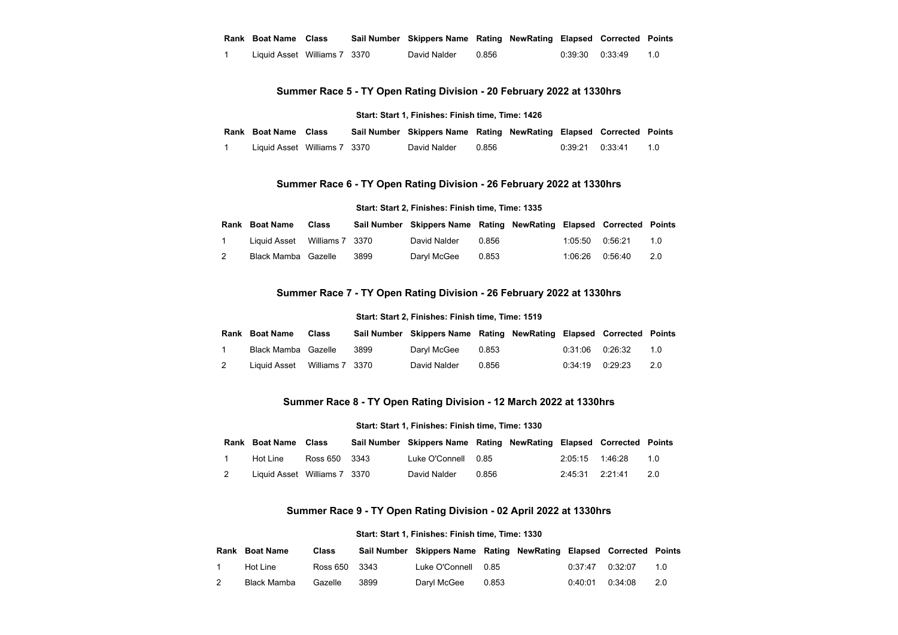| Rank | Boat Name | Class | Sail Number | Skippers Name | Rating | NewRating | Elapsed | Corrected | Points |
|---|---|---|---|---|---|---|---|---|---|
| 1 | Liquid Asset | Williams 7 | 3370 | David Nalder | 0.856 | | 0:39:30 | 0:33:49 | 1.0 |

## Summer Race 5 - TY Open Rating Division - 20 February 2022 at 1330hrs

**Start: Start 1, Finishes: Finish time, Time: 1426**

| Rank | Boat Name | Class | Sail Number | Skippers Name | Rating | NewRating | Elapsed | Corrected | Points |
|---|---|---|---|---|---|---|---|---|---|
| 1 | Liquid Asset | Williams 7 | 3370 | David Nalder | 0.856 | | 0:39:21 | 0:33:41 | 1.0 |

## Summer Race 6 - TY Open Rating Division - 26 February 2022 at 1330hrs

**Start: Start 2, Finishes: Finish time, Time: 1335**

| Rank | Boat Name | Class | Sail Number | Skippers Name | Rating | NewRating | Elapsed | Corrected | Points |
|---|---|---|---|---|---|---|---|---|---|
| 1 | Liquid Asset | Williams 7 | 3370 | David Nalder | 0.856 | | 1:05:50 | 0:56:21 | 1.0 |
| 2 | Black Mamba | Gazelle | 3899 | Daryl McGee | 0.853 | | 1:06:26 | 0:56:40 | 2.0 |

## Summer Race 7 - TY Open Rating Division - 26 February 2022 at 1330hrs

**Start: Start 2, Finishes: Finish time, Time: 1519**

| Rank | Boat Name | Class | Sail Number | Skippers Name | Rating | NewRating | Elapsed | Corrected | Points |
|---|---|---|---|---|---|---|---|---|---|
| 1 | Black Mamba | Gazelle | 3899 | Daryl McGee | 0.853 | | 0:31:06 | 0:26:32 | 1.0 |
| 2 | Liquid Asset | Williams 7 | 3370 | David Nalder | 0.856 | | 0:34:19 | 0:29:23 | 2.0 |

## Summer Race 8 - TY Open Rating Division - 12 March 2022 at 1330hrs

**Start: Start 1, Finishes: Finish time, Time: 1330**

| Rank | Boat Name | Class | Sail Number | Skippers Name | Rating | NewRating | Elapsed | Corrected | Points |
|---|---|---|---|---|---|---|---|---|---|
| 1 | Hot Line | Ross 650 | 3343 | Luke O'Connell | 0.85 | | 2:05:15 | 1:46:28 | 1.0 |
| 2 | Liquid Asset | Williams 7 | 3370 | David Nalder | 0.856 | | 2:45:31 | 2:21:41 | 2.0 |

## Summer Race 9 - TY Open Rating Division - 02 April 2022 at 1330hrs

**Start: Start 1, Finishes: Finish time, Time: 1330**

| Rank | Boat Name | Class | Sail Number | Skippers Name | Rating | NewRating | Elapsed | Corrected | Points |
|---|---|---|---|---|---|---|---|---|---|
| 1 | Hot Line | Ross 650 | 3343 | Luke O'Connell | 0.85 | | 0:37:47 | 0:32:07 | 1.0 |
| 2 | Black Mamba | Gazelle | 3899 | Daryl McGee | 0.853 | | 0:40:01 | 0:34:08 | 2.0 |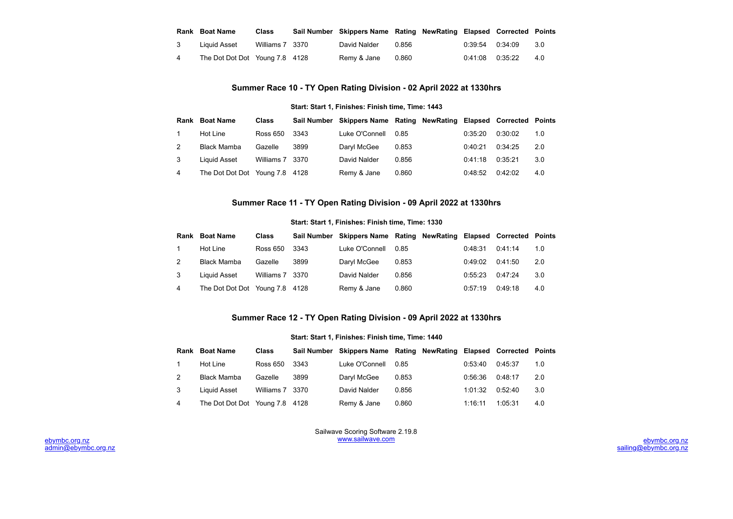| Rank | Boat Name | Class | Sail Number | Skippers Name | Rating | NewRating | Elapsed | Corrected | Points |
|---|---|---|---|---|---|---|---|---|---|
| 3 | Liquid Asset | Williams 7 | 3370 | David Nalder | 0.856 | | 0:39:54 | 0:34:09 | 3.0 |
| 4 | The Dot Dot Dot | Young 7.8 | 4128 | Remy & Jane | 0.860 | | 0:41:08 | 0:35:22 | 4.0 |

## Summer Race 10 - TY Open Rating Division - 02 April 2022 at 1330hrs

**Start: Start 1, Finishes: Finish time, Time: 1443**

| Rank | Boat Name | Class | Sail Number | Skippers Name | Rating | NewRating | Elapsed | Corrected | Points |
|---|---|---|---|---|---|---|---|---|---|
| 1 | Hot Line | Ross 650 | 3343 | Luke O'Connell | 0.85 | | 0:35:20 | 0:30:02 | 1.0 |
| 2 | Black Mamba | Gazelle | 3899 | Daryl McGee | 0.853 | | 0:40:21 | 0:34:25 | 2.0 |
| 3 | Liquid Asset | Williams 7 | 3370 | David Nalder | 0.856 | | 0:41:18 | 0:35:21 | 3.0 |
| 4 | The Dot Dot Dot | Young 7.8 | 4128 | Remy & Jane | 0.860 | | 0:48:52 | 0:42:02 | 4.0 |

## Summer Race 11 - TY Open Rating Division - 09 April 2022 at 1330hrs

**Start: Start 1, Finishes: Finish time, Time: 1330**

| Rank | Boat Name | Class | Sail Number | Skippers Name | Rating | NewRating | Elapsed | Corrected | Points |
|---|---|---|---|---|---|---|---|---|---|
| 1 | Hot Line | Ross 650 | 3343 | Luke O'Connell | 0.85 | | 0:48:31 | 0:41:14 | 1.0 |
| 2 | Black Mamba | Gazelle | 3899 | Daryl McGee | 0.853 | | 0:49:02 | 0:41:50 | 2.0 |
| 3 | Liquid Asset | Williams 7 | 3370 | David Nalder | 0.856 | | 0:55:23 | 0:47:24 | 3.0 |
| 4 | The Dot Dot Dot | Young 7.8 | 4128 | Remy & Jane | 0.860 | | 0:57:19 | 0:49:18 | 4.0 |

## Summer Race 12 - TY Open Rating Division - 09 April 2022 at 1330hrs

**Start: Start 1, Finishes: Finish time, Time: 1440**

| Rank | Boat Name | Class | Sail Number | Skippers Name | Rating | NewRating | Elapsed | Corrected | Points |
|---|---|---|---|---|---|---|---|---|---|
| 1 | Hot Line | Ross 650 | 3343 | Luke O'Connell | 0.85 | | 0:53:40 | 0:45:37 | 1.0 |
| 2 | Black Mamba | Gazelle | 3899 | Daryl McGee | 0.853 | | 0:56:36 | 0:48:17 | 2.0 |
| 3 | Liquid Asset | Williams 7 | 3370 | David Nalder | 0.856 | | 1:01:32 | 0:52:40 | 3.0 |
| 4 | The Dot Dot Dot | Young 7.8 | 4128 | Remy & Jane | 0.860 | | 1:16:11 | 1:05:31 | 4.0 |

ebymbc.org.nz
admin@ebymbc.org.nz

Sailwave Scoring Software 2.19.8
www.sailwave.com

ebymbc.org.nz
sailing@ebymbc.org.nz